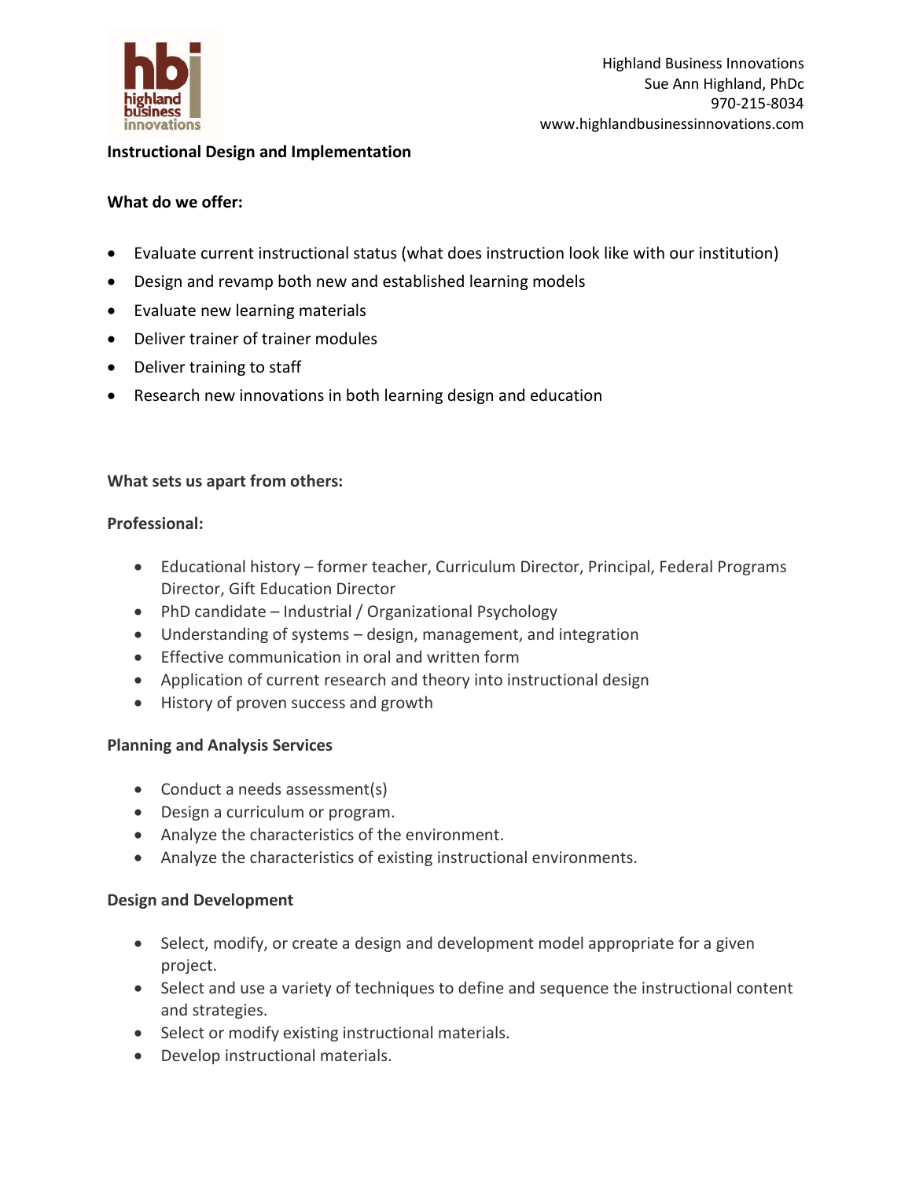Highland Business Innovations
Sue Ann Highland, PhDc
970-215-8034
www.highlandbusinessinnovations.com

**Instructional Design and Implementation**

**What do we offer:**

- Evaluate current instructional status (what does instruction look like with our institution)
- Design and revamp both new and established learning models
- Evaluate new learning materials
- Deliver trainer of trainer modules
- Deliver training to staff
- Research new innovations in both learning design and education

**What sets us apart from others:**

**Professional:**

- Educational history – former teacher, Curriculum Director, Principal, Federal Programs Director, Gift Education Director
- PhD candidate – Industrial / Organizational Psychology
- Understanding of systems – design, management, and integration
- Effective communication in oral and written form
- Application of current research and theory into instructional design
- History of proven success and growth

**Planning and Analysis Services**

- Conduct a needs assessment(s)
- Design a curriculum or program.
- Analyze the characteristics of the environment.
- Analyze the characteristics of existing instructional environments.

**Design and Development**

- Select, modify, or create a design and development model appropriate for a given project.
- Select and use a variety of techniques to define and sequence the instructional content and strategies.
- Select or modify existing instructional materials.
- Develop instructional materials.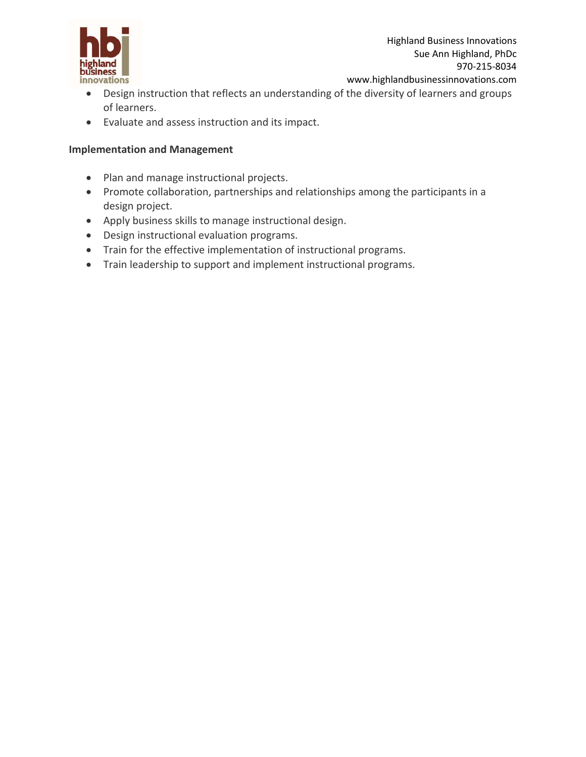- Design instruction that reflects an understanding of the diversity of learners and groups of learners.
- Evaluate and assess instruction and its impact.

**Implementation and Management**

- Plan and manage instructional projects.
- Promote collaboration, partnerships and relationships among the participants in a design project.
- Apply business skills to manage instructional design.
- Design instructional evaluation programs.
- Train for the effective implementation of instructional programs.
- Train leadership to support and implement instructional programs.